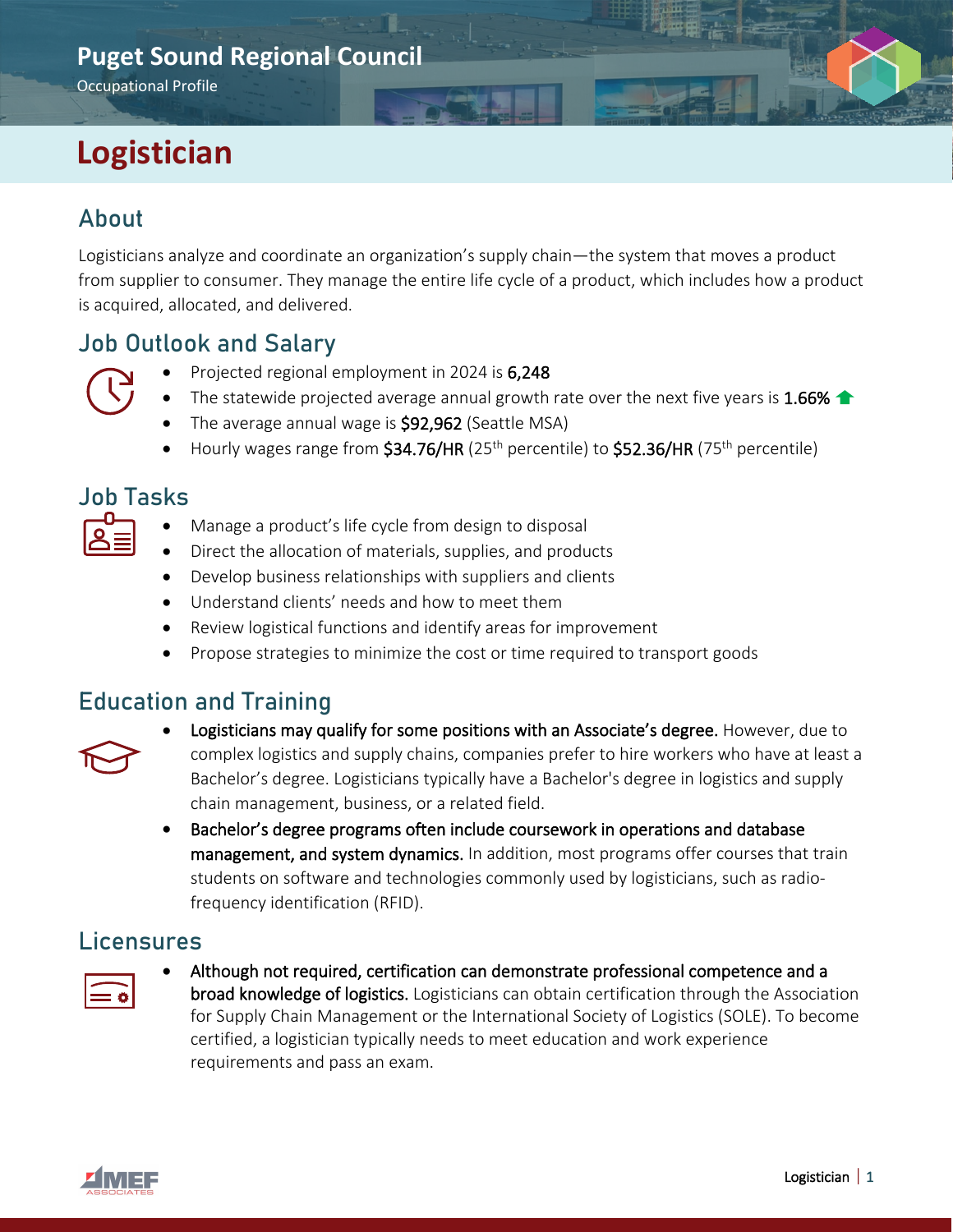Puget Sound Regional Council

Occupational Profile

# Logistician

## About

Logisticians analyze and coordinate an organization's supply chain—the system that moves a product from supplier to consumer. They manage the entire life cycle of a product, which includes how a product is acquired, allocated, and delivered.

## Job Outlook and Salary

- Projected regional employment in 2024 is **6,248**
- The statewide projected average annual growth rate over the next five years is **1.66%** ↑
- The average annual wage is **$92,962** (Seattle MSA)
- Hourly wages range from **$34.76/HR** (25th percentile) to **$52.36/HR** (75th percentile)

## Job Tasks

- Manage a product's life cycle from design to disposal
- Direct the allocation of materials, supplies, and products
- Develop business relationships with suppliers and clients
- Understand clients' needs and how to meet them
- Review logistical functions and identify areas for improvement
- Propose strategies to minimize the cost or time required to transport goods

## Education and Training

- **Logisticians may qualify for some positions with an Associate's degree.** However, due to complex logistics and supply chains, companies prefer to hire workers who have at least a Bachelor's degree. Logisticians typically have a Bachelor's degree in logistics and supply chain management, business, or a related field.
- **Bachelor's degree programs often include coursework in operations and database management, and system dynamics.** In addition, most programs offer courses that train students on software and technologies commonly used by logisticians, such as radio-frequency identification (RFID).

## Licensures

- **Although not required, certification can demonstrate professional competence and a broad knowledge of logistics.** Logisticians can obtain certification through the Association for Supply Chain Management or the International Society of Logistics (SOLE). To become certified, a logistician typically needs to meet education and work experience requirements and pass an exam.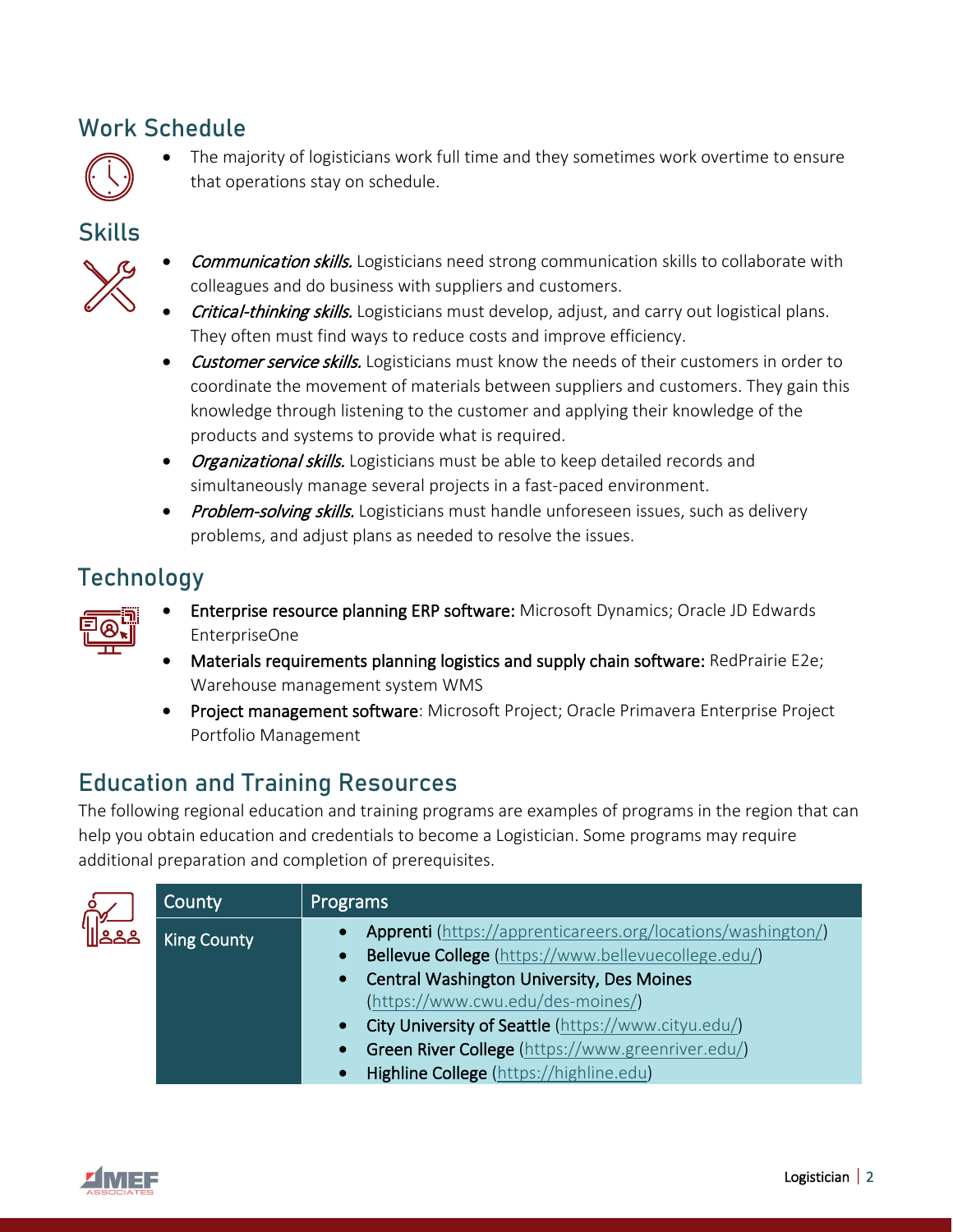## Work Schedule

- The majority of logisticians work full time and they sometimes work overtime to ensure that operations stay on schedule.

## Skills

- *Communication skills.* Logisticians need strong communication skills to collaborate with colleagues and do business with suppliers and customers.
- *Critical-thinking skills.* Logisticians must develop, adjust, and carry out logistical plans. They often must find ways to reduce costs and improve efficiency.
- *Customer service skills.* Logisticians must know the needs of their customers in order to coordinate the movement of materials between suppliers and customers. They gain this knowledge through listening to the customer and applying their knowledge of the products and systems to provide what is required.
- *Organizational skills.* Logisticians must be able to keep detailed records and simultaneously manage several projects in a fast-paced environment.
- *Problem-solving skills.* Logisticians must handle unforeseen issues, such as delivery problems, and adjust plans as needed to resolve the issues.

## Technology

- **Enterprise resource planning ERP software:** Microsoft Dynamics; Oracle JD Edwards EnterpriseOne
- **Materials requirements planning logistics and supply chain software:** RedPrairie E2e; Warehouse management system WMS
- **Project management software**: Microsoft Project; Oracle Primavera Enterprise Project Portfolio Management

## Education and Training Resources

The following regional education and training programs are examples of programs in the region that can help you obtain education and credentials to become a Logistician. Some programs may require additional preparation and completion of prerequisites.

| County | Programs |
|---|---|
| King County | • **Apprenti** (https://apprenticareers.org/locations/washington/)<br>• **Bellevue College** (https://www.bellevuecollege.edu/)<br>• **Central Washington University, Des Moines** (https://www.cwu.edu/des-moines/)<br>• **City University of Seattle** (https://www.cityu.edu/)<br>• **Green River College** (https://www.greenriver.edu/)<br>• **Highline College** (https://highline.edu) |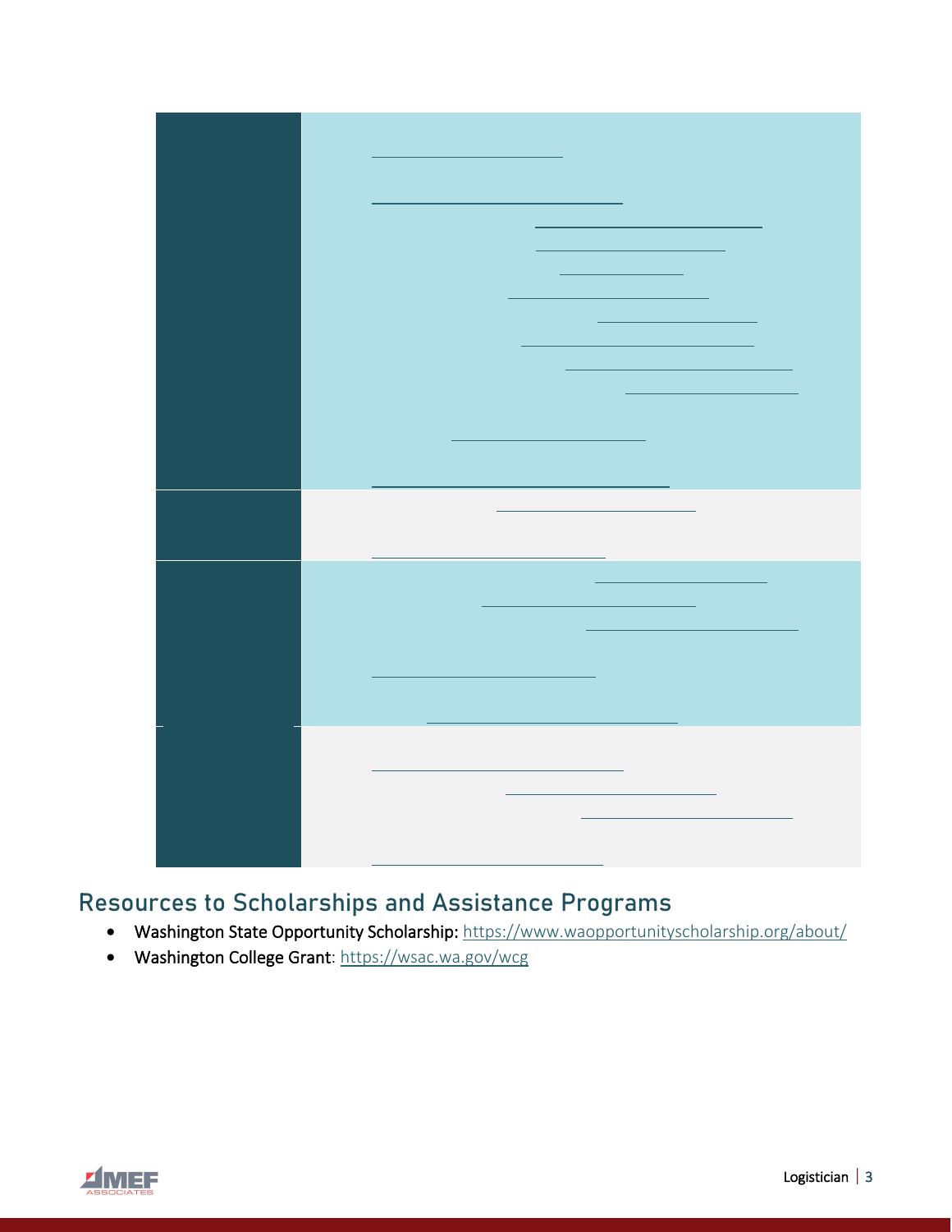## Resources to Scholarships and Assistance Programs

- Washington State Opportunity Scholarship: https://www.waopportunityscholarship.org/about/
- Washington College Grant: https://wsac.wa.gov/wcg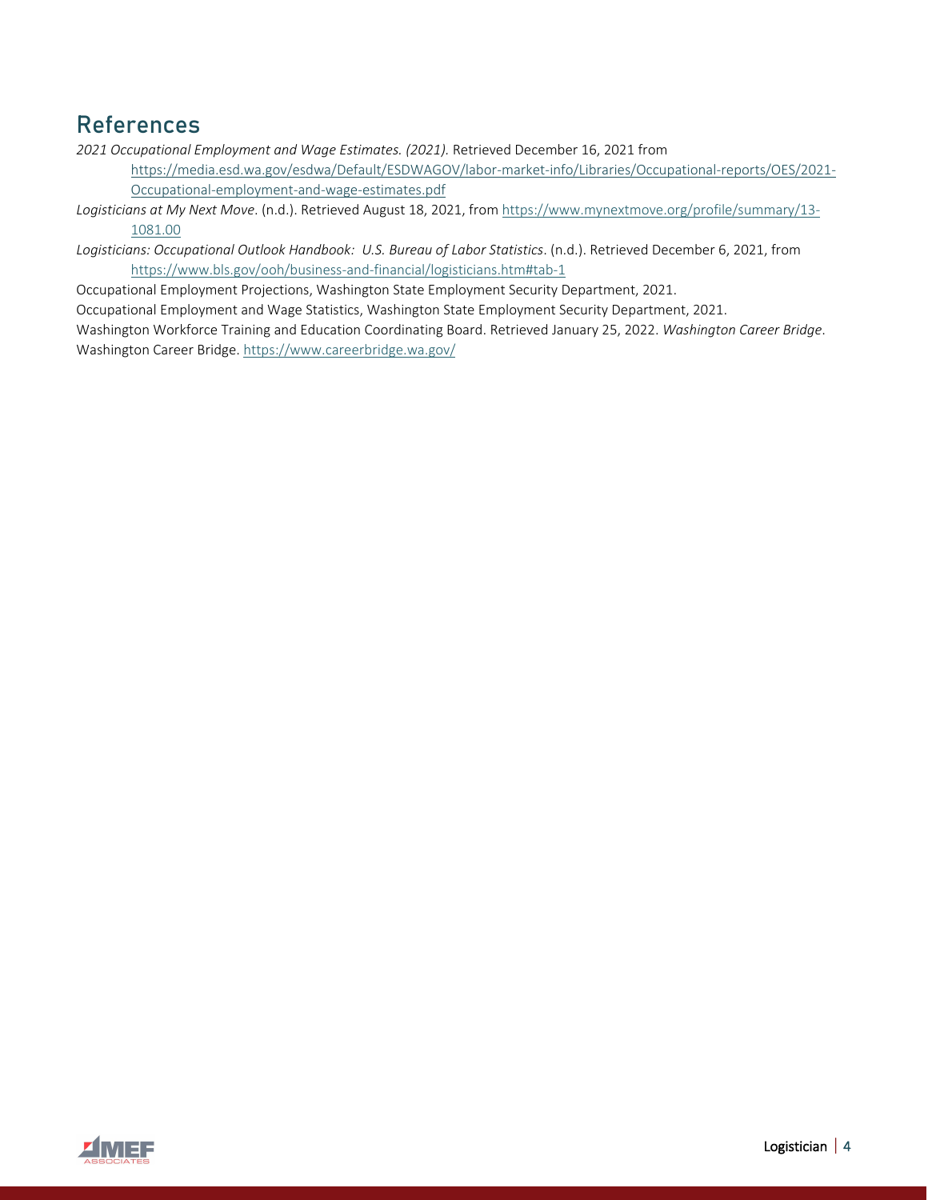## References

*2021 Occupational Employment and Wage Estimates. (2021).* Retrieved December 16, 2021 from https://media.esd.wa.gov/esdwa/Default/ESDWAGOV/labor-market-info/Libraries/Occupational-reports/OES/2021-Occupational-employment-and-wage-estimates.pdf

*Logisticians at My Next Move*. (n.d.). Retrieved August 18, 2021, from https://www.mynextmove.org/profile/summary/13-1081.00

*Logisticians: Occupational Outlook Handbook: U.S. Bureau of Labor Statistics*. (n.d.). Retrieved December 6, 2021, from https://www.bls.gov/ooh/business-and-financial/logisticians.htm#tab-1

Occupational Employment Projections, Washington State Employment Security Department, 2021.

Occupational Employment and Wage Statistics, Washington State Employment Security Department, 2021.

Washington Workforce Training and Education Coordinating Board. Retrieved January 25, 2022. *Washington Career Bridge*. Washington Career Bridge. https://www.careerbridge.wa.gov/